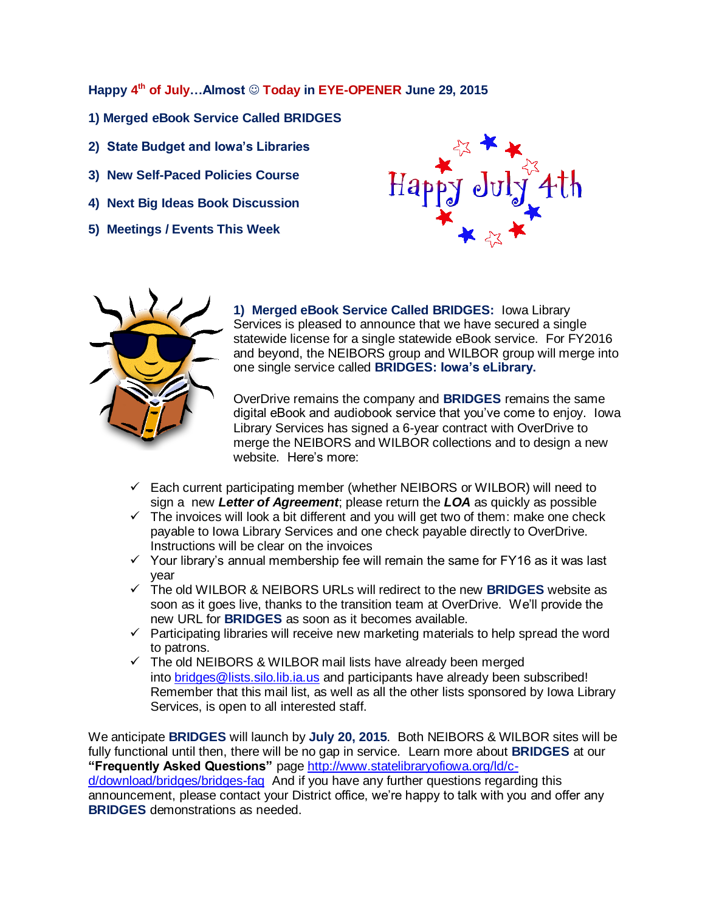**Happy 4th of July…Almost ☺ Today in EYE-OPENER June 29, 2015**

1) Merged eBook Service Called BRIDGES
2) State Budget and Iowa's Libraries
3) New Self-Paced Policies Course
4) Next Big Ideas Book Discussion
5) Meetings / Events This Week

**1) Merged eBook Service Called BRIDGES:** Iowa Library Services is pleased to announce that we have secured a single statewide license for a single statewide eBook service. For FY2016 and beyond, the NEIBORS group and WILBOR group will merge into one single service called **BRIDGES: Iowa's eLibrary.**

OverDrive remains the company and **BRIDGES** remains the same digital eBook and audiobook service that you've come to enjoy. Iowa Library Services has signed a 6-year contract with OverDrive to merge the NEIBORS and WILBOR collections and to design a new website. Here's more:

- ✓ Each current participating member (whether NEIBORS or WILBOR) will need to sign a new ***Letter of Agreement***; please return the ***LOA*** as quickly as possible
- ✓ The invoices will look a bit different and you will get two of them: make one check payable to Iowa Library Services and one check payable directly to OverDrive. Instructions will be clear on the invoices
- ✓ Your library's annual membership fee will remain the same for FY16 as it was last year
- ✓ The old WILBOR & NEIBORS URLs will redirect to the new **BRIDGES** website as soon as it goes live, thanks to the transition team at OverDrive. We'll provide the new URL for **BRIDGES** as soon as it becomes available.
- ✓ Participating libraries will receive new marketing materials to help spread the word to patrons.
- ✓ The old NEIBORS & WILBOR mail lists have already been merged into bridges@lists.silo.lib.ia.us and participants have already been subscribed! Remember that this mail list, as well as all the other lists sponsored by Iowa Library Services, is open to all interested staff.

We anticipate **BRIDGES** will launch by **July 20, 2015**. Both NEIBORS & WILBOR sites will be fully functional until then, there will be no gap in service. Learn more about **BRIDGES** at our **"Frequently Asked Questions"** page http://www.statelibraryofiowa.org/ld/c-d/download/bridges/bridges-faq And if you have any further questions regarding this announcement, please contact your District office, we're happy to talk with you and offer any **BRIDGES** demonstrations as needed.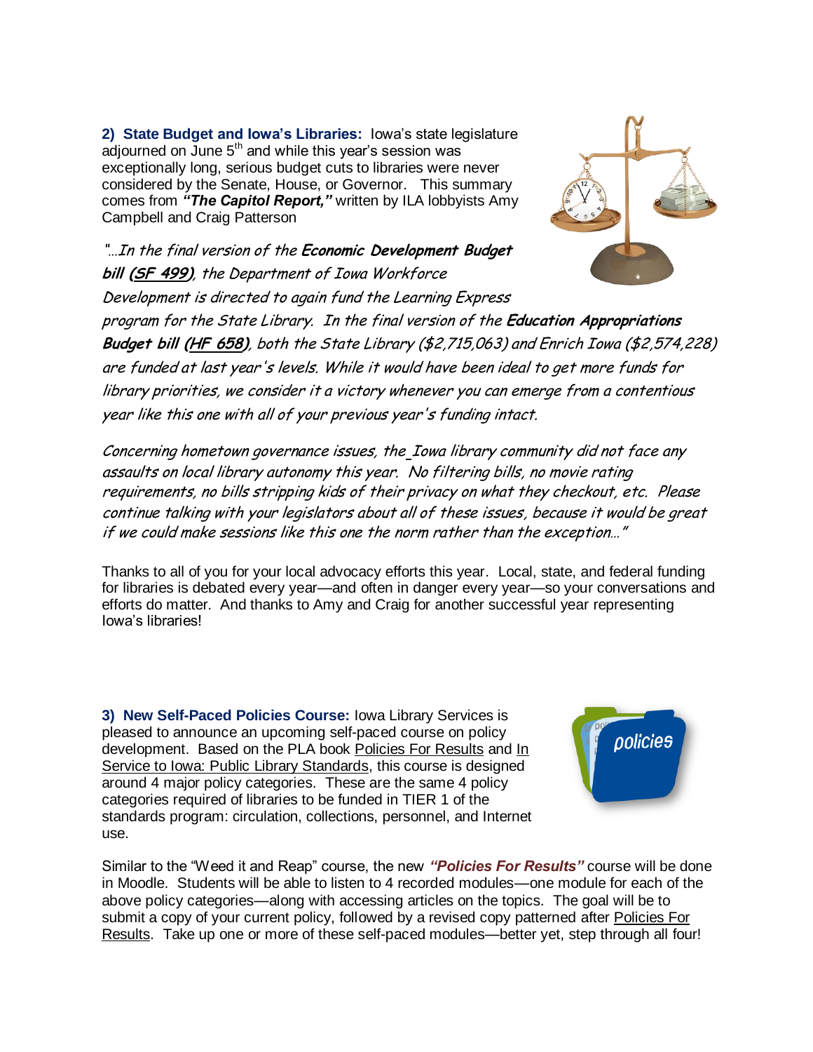**2) State Budget and Iowa's Libraries:** Iowa's state legislature adjourned on June 5th and while this year's session was exceptionally long, serious budget cuts to libraries were never considered by the Senate, House, or Governor. This summary comes from ***"The Capitol Report,"*** written by ILA lobbyists Amy Campbell and Craig Patterson

*"…In the final version of the **Economic Development Budget bill (SF 499)**, the Department of Iowa Workforce Development is directed to again fund the Learning Express program for the State Library. In the final version of the **Education Appropriations Budget bill (HF 658)**, both the State Library ($2,715,063) and Enrich Iowa ($2,574,228) are funded at last year's levels. While it would have been ideal to get more funds for library priorities, we consider it a victory whenever you can emerge from a contentious year like this one with all of your previous year's funding intact.*

*Concerning hometown governance issues, the Iowa library community did not face any assaults on local library autonomy this year. No filtering bills, no movie rating requirements, no bills stripping kids of their privacy on what they checkout, etc. Please continue talking with your legislators about all of these issues, because it would be great if we could make sessions like this one the norm rather than the exception…"*

Thanks to all of you for your local advocacy efforts this year. Local, state, and federal funding for libraries is debated every year—and often in danger every year—so your conversations and efforts do matter. And thanks to Amy and Craig for another successful year representing Iowa's libraries!

**3) New Self-Paced Policies Course:** Iowa Library Services is pleased to announce an upcoming self-paced course on policy development. Based on the PLA book Policies For Results and In Service to Iowa: Public Library Standards, this course is designed around 4 major policy categories. These are the same 4 policy categories required of libraries to be funded in TIER 1 of the standards program: circulation, collections, personnel, and Internet use.

Similar to the "Weed it and Reap" course, the new ***"Policies For Results"*** course will be done in Moodle. Students will be able to listen to 4 recorded modules—one module for each of the above policy categories—along with accessing articles on the topics. The goal will be to submit a copy of your current policy, followed by a revised copy patterned after Policies For Results. Take up one or more of these self-paced modules—better yet, step through all four!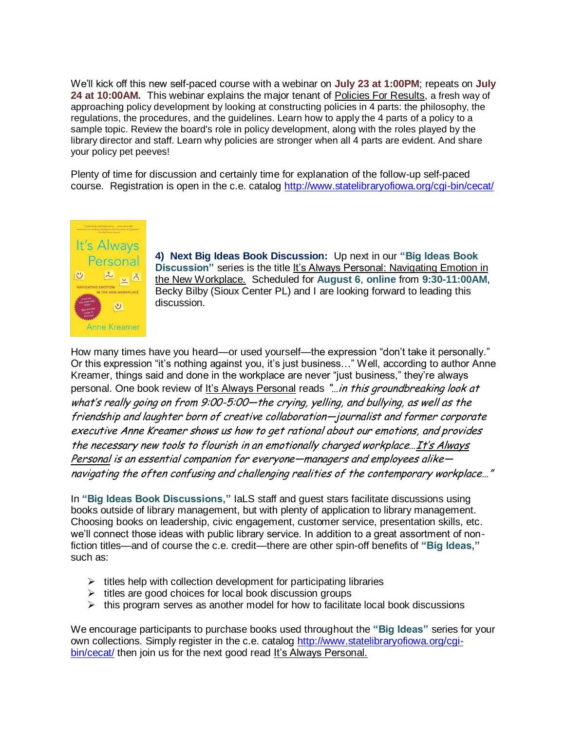We'll kick off this new self-paced course with a webinar on **July 23 at 1:00PM**; repeats on **July 24 at 10:00AM.** This webinar explains the major tenant of Policies For Results, a fresh way of approaching policy development by looking at constructing policies in 4 parts: the philosophy, the regulations, the procedures, and the guidelines. Learn how to apply the 4 parts of a policy to a sample topic. Review the board's role in policy development, along with the roles played by the library director and staff. Learn why policies are stronger when all 4 parts are evident. And share your policy pet peeves!

Plenty of time for discussion and certainly time for explanation of the follow-up self-paced course. Registration is open in the c.e. catalog http://www.statelibraryofiowa.org/cgi-bin/cecat/

**4) Next Big Ideas Book Discussion:** Up next in our **"Big Ideas Book Discussion"** series is the title It's Always Personal: Navigating Emotion in the New Workplace. Scheduled for **August 6**, **online** from **9:30-11:00AM**, Becky Bilby (Sioux Center PL) and I are looking forward to leading this discussion.

How many times have you heard—or used yourself—the expression "don't take it personally." Or this expression "it's nothing against you, it's just business…" Well, according to author Anne Kreamer, things said and done in the workplace are never "just business," they're always personal. One book review of It's Always Personal reads *"…in this groundbreaking look at what's really going on from 9:00-5:00—the crying, yelling, and bullying, as well as the friendship and laughter born of creative collaboration—journalist and former corporate executive Anne Kreamer shows us how to get rational about our emotions, and provides the necessary new tools to flourish in an emotionally charged workplace…It's Always Personal is an essential companion for everyone—managers and employees alike—navigating the often confusing and challenging realities of the contemporary workplace…"*

In **"Big Ideas Book Discussions,"** IaLS staff and guest stars facilitate discussions using books outside of library management, but with plenty of application to library management. Choosing books on leadership, civic engagement, customer service, presentation skills, etc. we'll connect those ideas with public library service. In addition to a great assortment of non-fiction titles—and of course the c.e. credit—there are other spin-off benefits of **"Big Ideas,"** such as:

- titles help with collection development for participating libraries
- titles are good choices for local book discussion groups
- this program serves as another model for how to facilitate local book discussions

We encourage participants to purchase books used throughout the **"Big Ideas"** series for your own collections. Simply register in the c.e. catalog http://www.statelibraryofiowa.org/cgi-bin/cecat/ then join us for the next good read It's Always Personal.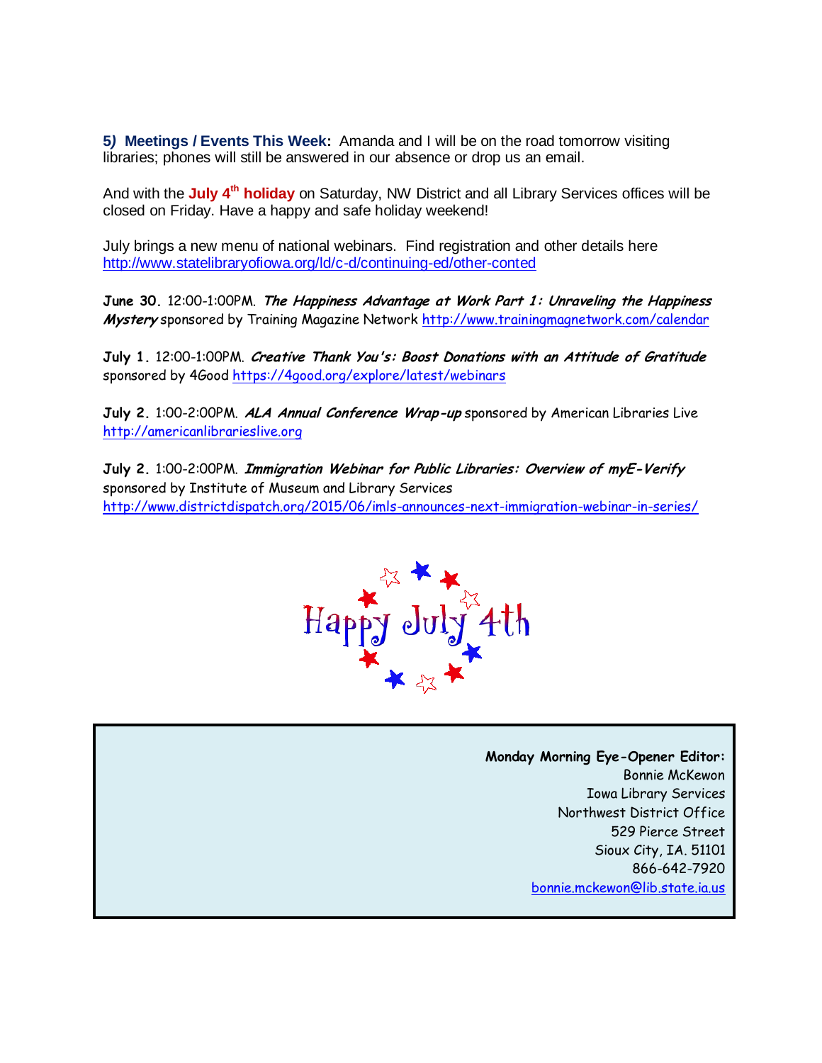**5) Meetings / Events This Week:** Amanda and I will be on the road tomorrow visiting libraries; phones will still be answered in our absence or drop us an email.

And with the **July 4th holiday** on Saturday, NW District and all Library Services offices will be closed on Friday. Have a happy and safe holiday weekend!

July brings a new menu of national webinars. Find registration and other details here http://www.statelibraryofiowa.org/ld/c-d/continuing-ed/other-conted

**June 30.** 12:00-1:00PM. ***The Happiness Advantage at Work Part 1: Unraveling the Happiness Mystery*** sponsored by Training Magazine Network http://www.trainingmagnetwork.com/calendar

**July 1.** 12:00-1:00PM. ***Creative Thank You's: Boost Donations with an Attitude of Gratitude*** sponsored by 4Good https://4good.org/explore/latest/webinars

**July 2.** 1:00-2:00PM. ***ALA Annual Conference Wrap-up*** sponsored by American Libraries Live http://americanlibrarieslive.org

**July 2.** 1:00-2:00PM. ***Immigration Webinar for Public Libraries: Overview of myE-Verify*** sponsored by Institute of Museum and Library Services http://www.districtdispatch.org/2015/06/imls-announces-next-immigration-webinar-in-series/

Happy July 4th

**Monday Morning Eye-Opener Editor:**
Bonnie McKewon
Iowa Library Services
Northwest District Office
529 Pierce Street
Sioux City, IA. 51101
866-642-7920
bonnie.mckewon@lib.state.ia.us